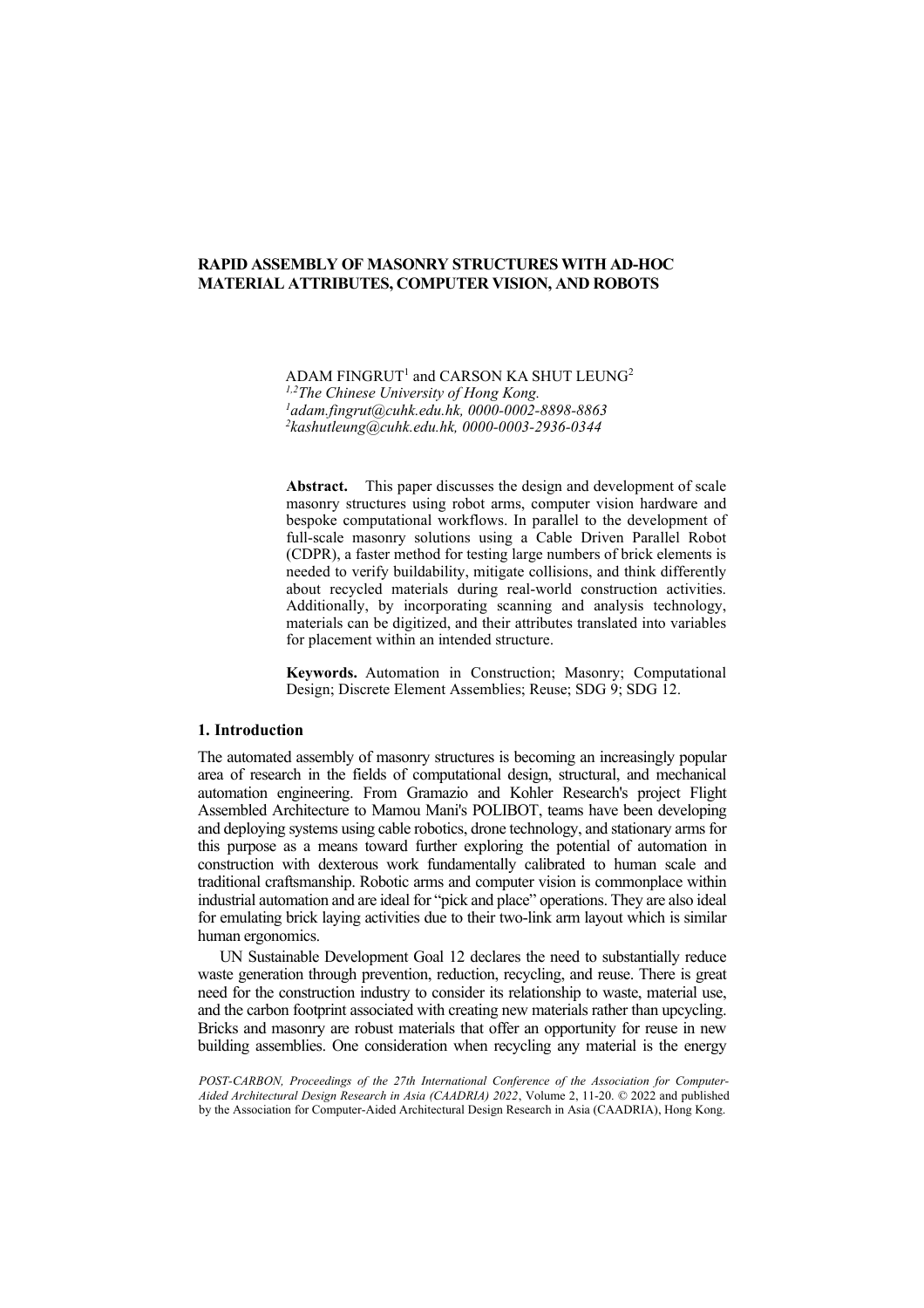# RAPID ASSEMBLY OF MASONRY STRUCTURES WITH AD-HOC MATERIAL ATTRIBUTES, COMPUTER VISION, AND ROBOTS

ADAM FINGRUT[1] and CARSON KA SHUT LEUNG[2]
[1,2]*The Chinese University of Hong Kong.*
[1]*adam.fingrut@cuhk.edu.hk, 0000-0002-8898-8863*
[2]*kashutleung@cuhk.edu.hk, 0000-0003-2936-0344*

**Abstract.** This paper discusses the design and development of scale masonry structures using robot arms, computer vision hardware and bespoke computational workflows. In parallel to the development of full-scale masonry solutions using a Cable Driven Parallel Robot (CDPR), a faster method for testing large numbers of brick elements is needed to verify buildability, mitigate collisions, and think differently about recycled materials during real-world construction activities. Additionally, by incorporating scanning and analysis technology, materials can be digitized, and their attributes translated into variables for placement within an intended structure.

**Keywords.** Automation in Construction; Masonry; Computational Design; Discrete Element Assemblies; Reuse; SDG 9; SDG 12.

## 1. Introduction

The automated assembly of masonry structures is becoming an increasingly popular area of research in the fields of computational design, structural, and mechanical automation engineering. From Gramazio and Kohler Research's project Flight Assembled Architecture to Mamou Mani's POLIBOT, teams have been developing and deploying systems using cable robotics, drone technology, and stationary arms for this purpose as a means toward further exploring the potential of automation in construction with dexterous work fundamentally calibrated to human scale and traditional craftsmanship. Robotic arms and computer vision is commonplace within industrial automation and are ideal for "pick and place" operations. They are also ideal for emulating brick laying activities due to their two-link arm layout which is similar human ergonomics.

UN Sustainable Development Goal 12 declares the need to substantially reduce waste generation through prevention, reduction, recycling, and reuse. There is great need for the construction industry to consider its relationship to waste, material use, and the carbon footprint associated with creating new materials rather than upcycling. Bricks and masonry are robust materials that offer an opportunity for reuse in new building assemblies. One consideration when recycling any material is the energy

*POST-CARBON, Proceedings of the 27th International Conference of the Association for Computer-Aided Architectural Design Research in Asia (CAADRIA) 2022*, Volume 2, 11-20. © 2022 and published by the Association for Computer-Aided Architectural Design Research in Asia (CAADRIA), Hong Kong.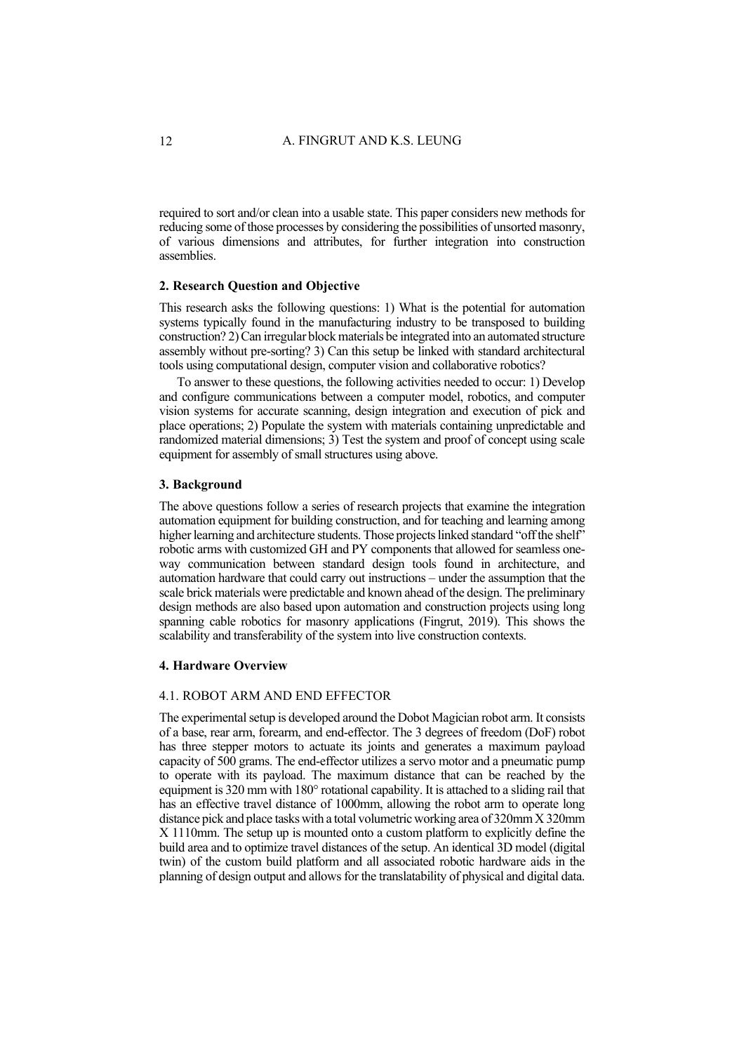required to sort and/or clean into a usable state. This paper considers new methods for reducing some of those processes by considering the possibilities of unsorted masonry, of various dimensions and attributes, for further integration into construction assemblies.

## 2. Research Question and Objective

This research asks the following questions: 1) What is the potential for automation systems typically found in the manufacturing industry to be transposed to building construction? 2) Can irregular block materials be integrated into an automated structure assembly without pre-sorting? 3) Can this setup be linked with standard architectural tools using computational design, computer vision and collaborative robotics?

To answer to these questions, the following activities needed to occur: 1) Develop and configure communications between a computer model, robotics, and computer vision systems for accurate scanning, design integration and execution of pick and place operations; 2) Populate the system with materials containing unpredictable and randomized material dimensions; 3) Test the system and proof of concept using scale equipment for assembly of small structures using above.

## 3. Background

The above questions follow a series of research projects that examine the integration automation equipment for building construction, and for teaching and learning among higher learning and architecture students. Those projects linked standard "off the shelf" robotic arms with customized GH and PY components that allowed for seamless one-way communication between standard design tools found in architecture, and automation hardware that could carry out instructions – under the assumption that the scale brick materials were predictable and known ahead of the design. The preliminary design methods are also based upon automation and construction projects using long spanning cable robotics for masonry applications (Fingrut, 2019). This shows the scalability and transferability of the system into live construction contexts.

## 4. Hardware Overview

### 4.1. ROBOT ARM AND END EFFECTOR

The experimental setup is developed around the Dobot Magician robot arm. It consists of a base, rear arm, forearm, and end-effector. The 3 degrees of freedom (DoF) robot has three stepper motors to actuate its joints and generates a maximum payload capacity of 500 grams. The end-effector utilizes a servo motor and a pneumatic pump to operate with its payload. The maximum distance that can be reached by the equipment is 320 mm with 180° rotational capability. It is attached to a sliding rail that has an effective travel distance of 1000mm, allowing the robot arm to operate long distance pick and place tasks with a total volumetric working area of 320mm X 320mm X 1110mm. The setup up is mounted onto a custom platform to explicitly define the build area and to optimize travel distances of the setup. An identical 3D model (digital twin) of the custom build platform and all associated robotic hardware aids in the planning of design output and allows for the translatability of physical and digital data.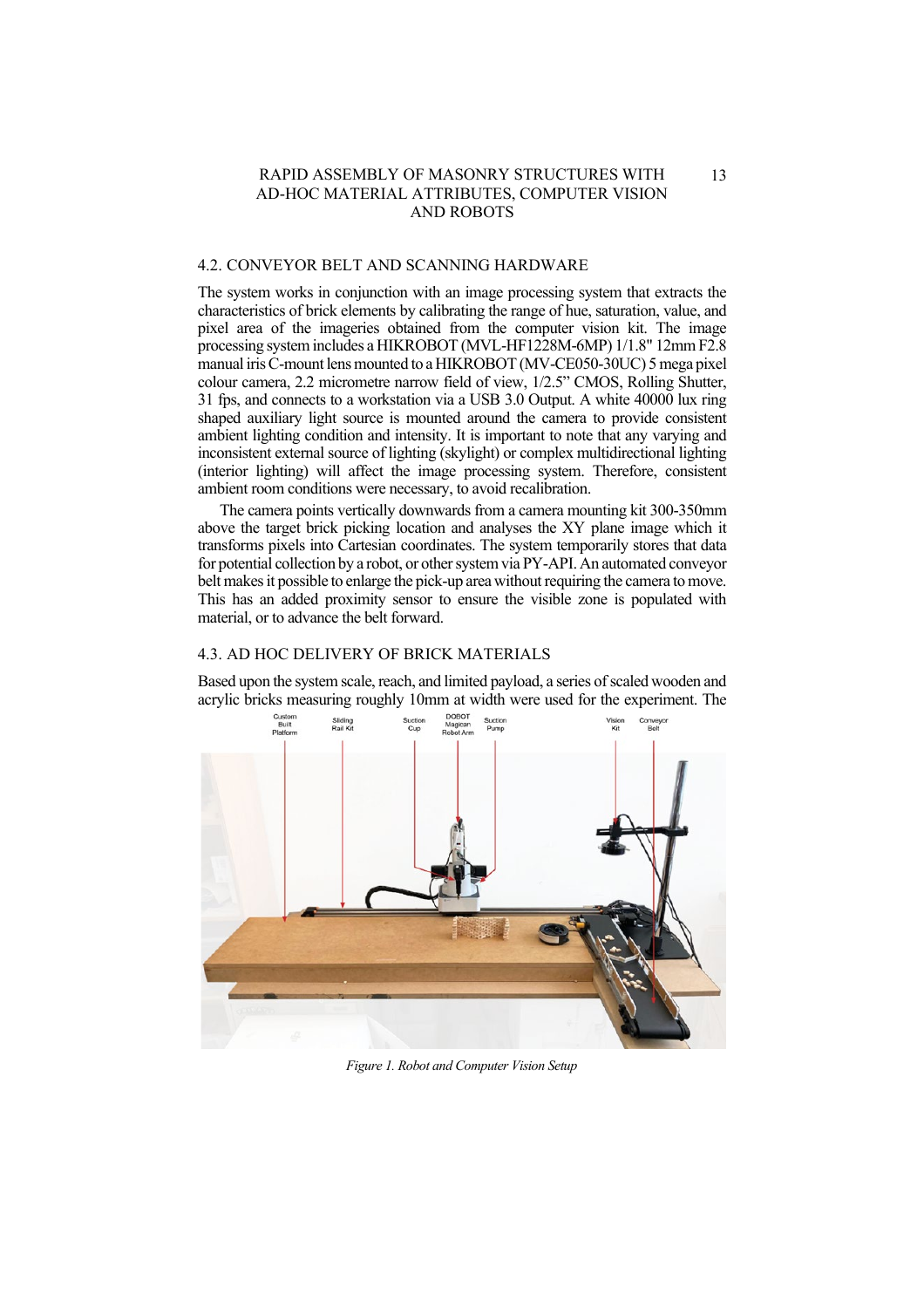## 4.2. CONVEYOR BELT AND SCANNING HARDWARE

The system works in conjunction with an image processing system that extracts the characteristics of brick elements by calibrating the range of hue, saturation, value, and pixel area of the imageries obtained from the computer vision kit. The image processing system includes a HIKROBOT (MVL-HF1228M-6MP) 1/1.8" 12mm F2.8 manual iris C-mount lens mounted to a HIKROBOT (MV-CE050-30UC) 5 mega pixel colour camera, 2.2 micrometre narrow field of view, 1/2.5" CMOS, Rolling Shutter, 31 fps, and connects to a workstation via a USB 3.0 Output. A white 40000 lux ring shaped auxiliary light source is mounted around the camera to provide consistent ambient lighting condition and intensity. It is important to note that any varying and inconsistent external source of lighting (skylight) or complex multidirectional lighting (interior lighting) will affect the image processing system. Therefore, consistent ambient room conditions were necessary, to avoid recalibration.

The camera points vertically downwards from a camera mounting kit 300-350mm above the target brick picking location and analyses the XY plane image which it transforms pixels into Cartesian coordinates. The system temporarily stores that data for potential collection by a robot, or other system via PY-API. An automated conveyor belt makes it possible to enlarge the pick-up area without requiring the camera to move. This has an added proximity sensor to ensure the visible zone is populated with material, or to advance the belt forward.

## 4.3. AD HOC DELIVERY OF BRICK MATERIALS

Based upon the system scale, reach, and limited payload, a series of scaled wooden and acrylic bricks measuring roughly 10mm at width were used for the experiment. The

*Figure 1. Robot and Computer Vision Setup*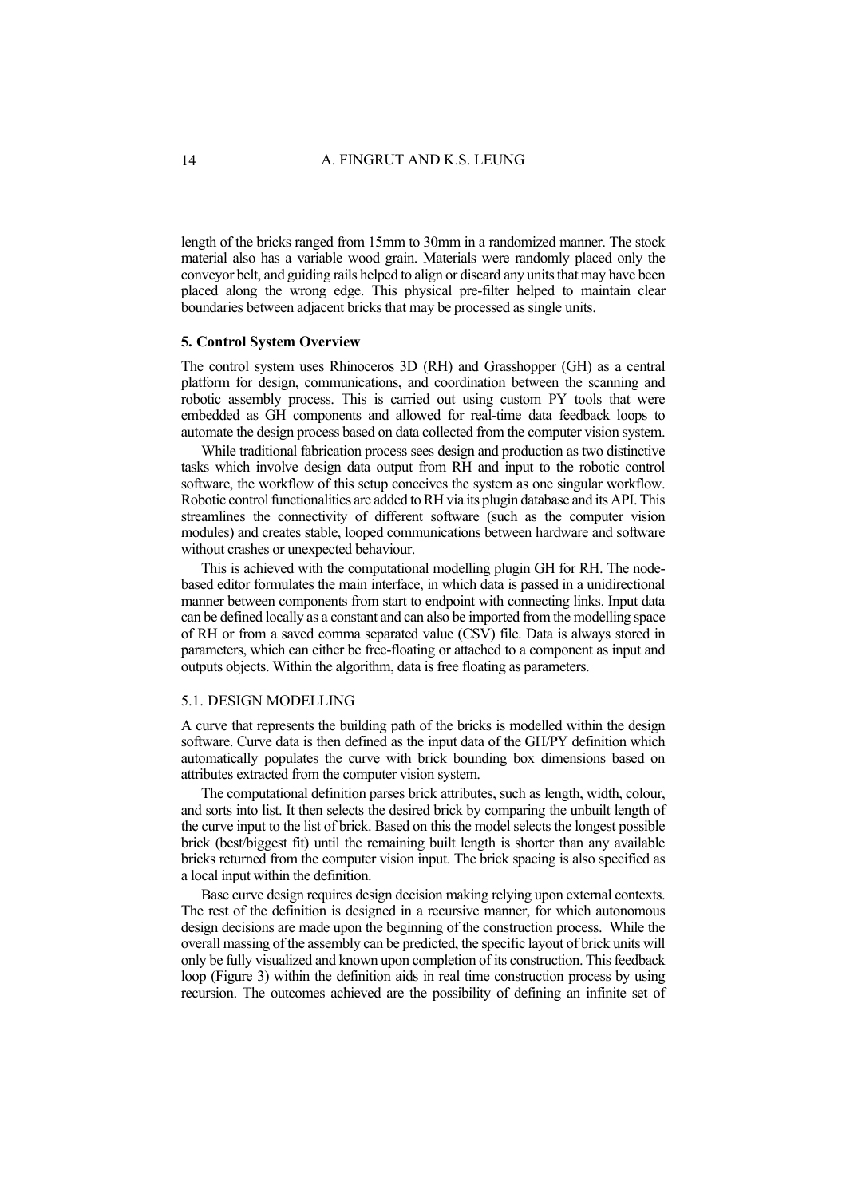length of the bricks ranged from 15mm to 30mm in a randomized manner. The stock material also has a variable wood grain. Materials were randomly placed only the conveyor belt, and guiding rails helped to align or discard any units that may have been placed along the wrong edge. This physical pre-filter helped to maintain clear boundaries between adjacent bricks that may be processed as single units.

## 5. Control System Overview

The control system uses Rhinoceros 3D (RH) and Grasshopper (GH) as a central platform for design, communications, and coordination between the scanning and robotic assembly process. This is carried out using custom PY tools that were embedded as GH components and allowed for real-time data feedback loops to automate the design process based on data collected from the computer vision system.

While traditional fabrication process sees design and production as two distinctive tasks which involve design data output from RH and input to the robotic control software, the workflow of this setup conceives the system as one singular workflow. Robotic control functionalities are added to RH via its plugin database and its API. This streamlines the connectivity of different software (such as the computer vision modules) and creates stable, looped communications between hardware and software without crashes or unexpected behaviour.

This is achieved with the computational modelling plugin GH for RH. The node-based editor formulates the main interface, in which data is passed in a unidirectional manner between components from start to endpoint with connecting links. Input data can be defined locally as a constant and can also be imported from the modelling space of RH or from a saved comma separated value (CSV) file. Data is always stored in parameters, which can either be free-floating or attached to a component as input and outputs objects. Within the algorithm, data is free floating as parameters.

### 5.1. DESIGN MODELLING

A curve that represents the building path of the bricks is modelled within the design software. Curve data is then defined as the input data of the GH/PY definition which automatically populates the curve with brick bounding box dimensions based on attributes extracted from the computer vision system.

The computational definition parses brick attributes, such as length, width, colour, and sorts into list. It then selects the desired brick by comparing the unbuilt length of the curve input to the list of brick. Based on this the model selects the longest possible brick (best/biggest fit) until the remaining built length is shorter than any available bricks returned from the computer vision input. The brick spacing is also specified as a local input within the definition.

Base curve design requires design decision making relying upon external contexts. The rest of the definition is designed in a recursive manner, for which autonomous design decisions are made upon the beginning of the construction process. While the overall massing of the assembly can be predicted, the specific layout of brick units will only be fully visualized and known upon completion of its construction. This feedback loop (Figure 3) within the definition aids in real time construction process by using recursion. The outcomes achieved are the possibility of defining an infinite set of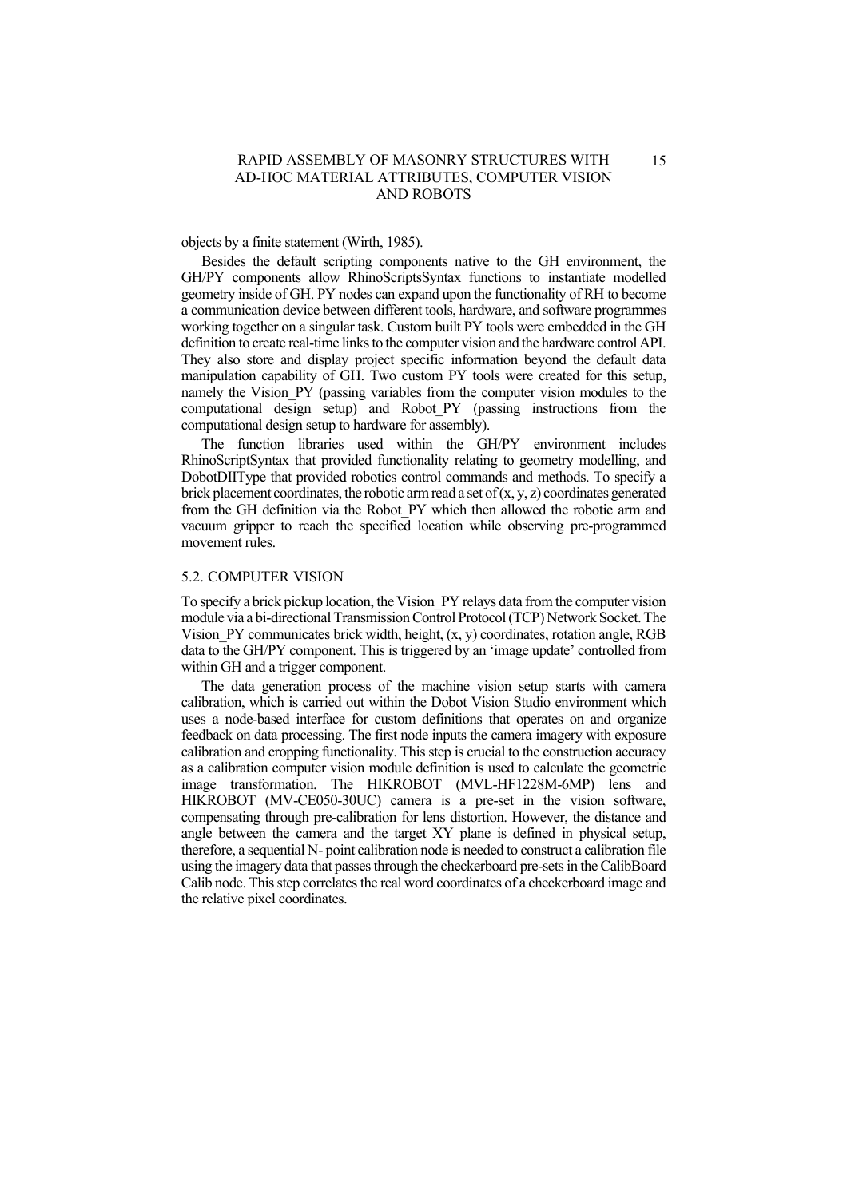objects by a finite statement (Wirth, 1985).

Besides the default scripting components native to the GH environment, the GH/PY components allow RhinoScriptsSyntax functions to instantiate modelled geometry inside of GH. PY nodes can expand upon the functionality of RH to become a communication device between different tools, hardware, and software programmes working together on a singular task. Custom built PY tools were embedded in the GH definition to create real-time links to the computer vision and the hardware control API. They also store and display project specific information beyond the default data manipulation capability of GH. Two custom PY tools were created for this setup, namely the Vision_PY (passing variables from the computer vision modules to the computational design setup) and Robot_PY (passing instructions from the computational design setup to hardware for assembly).

The function libraries used within the GH/PY environment includes RhinoScriptSyntax that provided functionality relating to geometry modelling, and DobotDllType that provided robotics control commands and methods. To specify a brick placement coordinates, the robotic arm read a set of (x, y, z) coordinates generated from the GH definition via the Robot_PY which then allowed the robotic arm and vacuum gripper to reach the specified location while observing pre-programmed movement rules.

## 5.2. COMPUTER VISION

To specify a brick pickup location, the Vision_PY relays data from the computer vision module via a bi-directional Transmission Control Protocol (TCP) Network Socket. The Vision_PY communicates brick width, height, (x, y) coordinates, rotation angle, RGB data to the GH/PY component. This is triggered by an 'image update' controlled from within GH and a trigger component.

The data generation process of the machine vision setup starts with camera calibration, which is carried out within the Dobot Vision Studio environment which uses a node-based interface for custom definitions that operates on and organize feedback on data processing. The first node inputs the camera imagery with exposure calibration and cropping functionality. This step is crucial to the construction accuracy as a calibration computer vision module definition is used to calculate the geometric image transformation. The HIKROBOT (MVL-HF1228M-6MP) lens and HIKROBOT (MV-CE050-30UC) camera is a pre-set in the vision software, compensating through pre-calibration for lens distortion. However, the distance and angle between the camera and the target XY plane is defined in physical setup, therefore, a sequential N- point calibration node is needed to construct a calibration file using the imagery data that passes through the checkerboard pre-sets in the CalibBoard Calib node. This step correlates the real word coordinates of a checkerboard image and the relative pixel coordinates.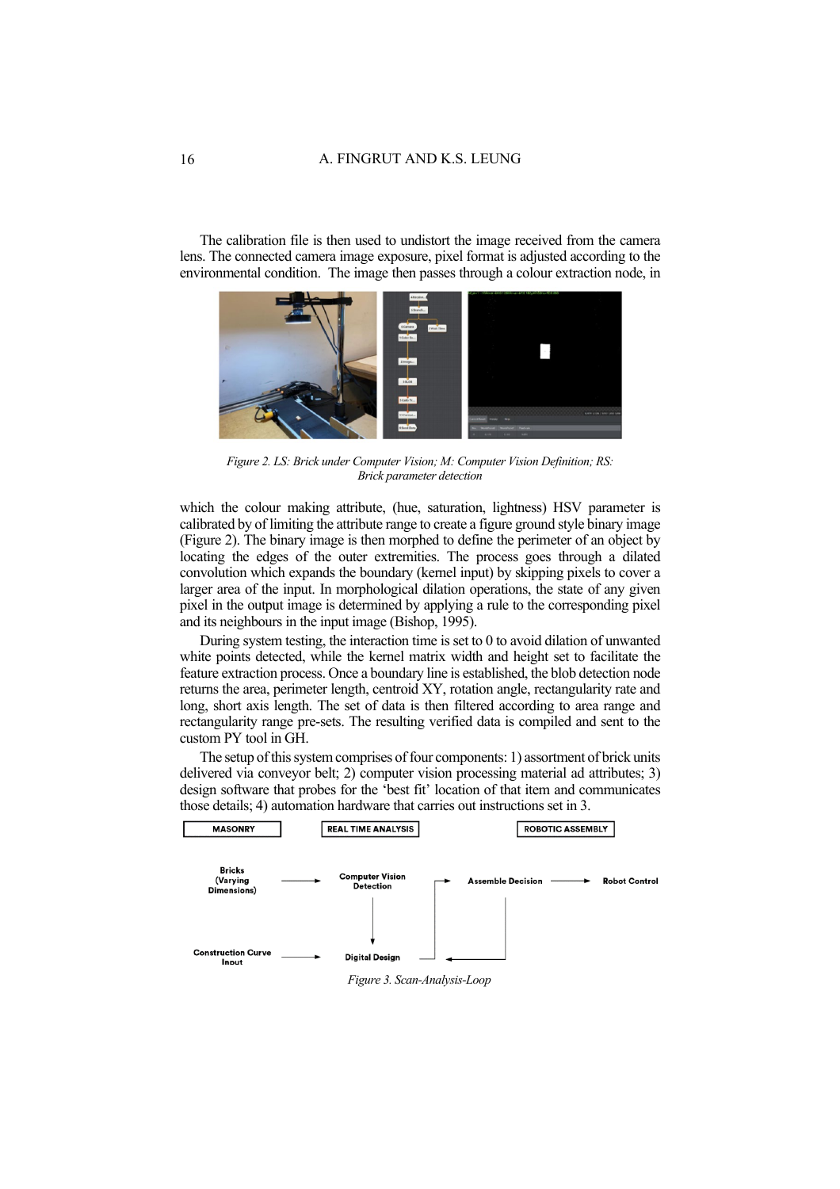The calibration file is then used to undistort the image received from the camera lens. The connected camera image exposure, pixel format is adjusted according to the environmental condition. The image then passes through a colour extraction node, in

*Figure 2. LS: Brick under Computer Vision; M: Computer Vision Definition; RS: Brick parameter detection*

which the colour making attribute, (hue, saturation, lightness) HSV parameter is calibrated by of limiting the attribute range to create a figure ground style binary image (Figure 2). The binary image is then morphed to define the perimeter of an object by locating the edges of the outer extremities. The process goes through a dilated convolution which expands the boundary (kernel input) by skipping pixels to cover a larger area of the input. In morphological dilation operations, the state of any given pixel in the output image is determined by applying a rule to the corresponding pixel and its neighbours in the input image (Bishop, 1995).

During system testing, the interaction time is set to 0 to avoid dilation of unwanted white points detected, while the kernel matrix width and height set to facilitate the feature extraction process. Once a boundary line is established, the blob detection node returns the area, perimeter length, centroid XY, rotation angle, rectangularity rate and long, short axis length. The set of data is then filtered according to area range and rectangularity range pre-sets. The resulting verified data is compiled and sent to the custom PY tool in GH.

The setup of this system comprises of four components: 1) assortment of brick units delivered via conveyor belt; 2) computer vision processing material ad attributes; 3) design software that probes for the 'best fit' location of that item and communicates those details; 4) automation hardware that carries out instructions set in 3.

*Figure 3. Scan-Analysis-Loop*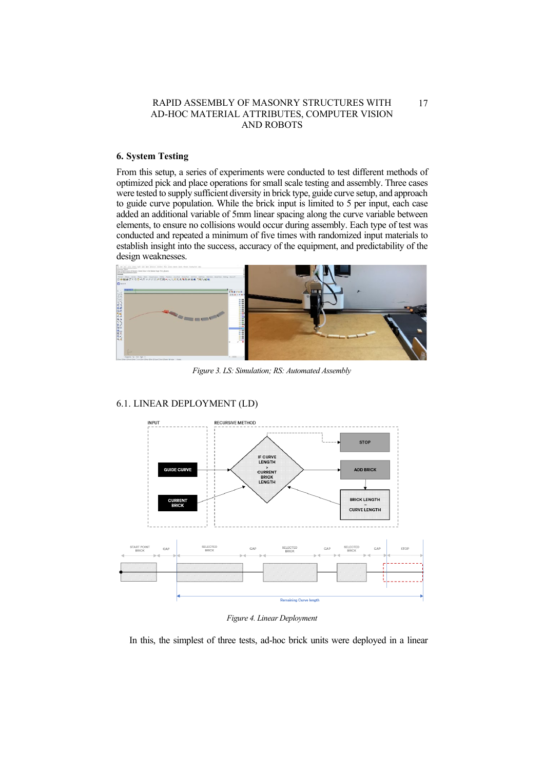## 6. System Testing

From this setup, a series of experiments were conducted to test different methods of optimized pick and place operations for small scale testing and assembly. Three cases were tested to supply sufficient diversity in brick type, guide curve setup, and approach to guide curve population. While the brick input is limited to 5 per input, each case added an additional variable of 5mm linear spacing along the curve variable between elements, to ensure no collisions would occur during assembly. Each type of test was conducted and repeated a minimum of five times with randomized input materials to establish insight into the success, accuracy of the equipment, and predictability of the design weaknesses.

*Figure 3. LS: Simulation; RS: Automated Assembly*

### 6.1. LINEAR DEPLOYMENT (LD)

*Figure 4. Linear Deployment*

In this, the simplest of three tests, ad-hoc brick units were deployed in a linear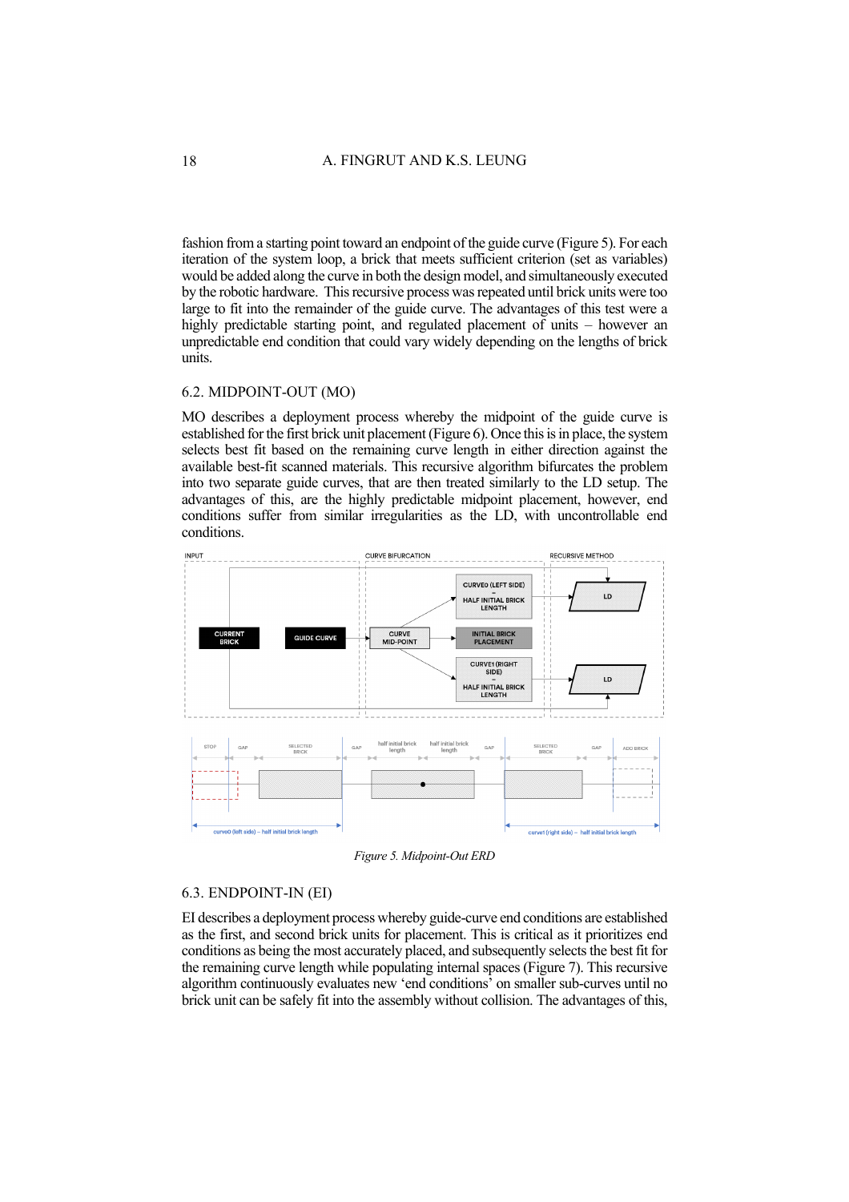fashion from a starting point toward an endpoint of the guide curve (Figure 5). For each iteration of the system loop, a brick that meets sufficient criterion (set as variables) would be added along the curve in both the design model, and simultaneously executed by the robotic hardware. This recursive process was repeated until brick units were too large to fit into the remainder of the guide curve. The advantages of this test were a highly predictable starting point, and regulated placement of units – however an unpredictable end condition that could vary widely depending on the lengths of brick units.

## 6.2. MIDPOINT-OUT (MO)

MO describes a deployment process whereby the midpoint of the guide curve is established for the first brick unit placement (Figure 6). Once this is in place, the system selects best fit based on the remaining curve length in either direction against the available best-fit scanned materials. This recursive algorithm bifurcates the problem into two separate guide curves, that are then treated similarly to the LD setup. The advantages of this, are the highly predictable midpoint placement, however, end conditions suffer from similar irregularities as the LD, with uncontrollable end conditions.

*Figure 5. Midpoint-Out ERD*

## 6.3. ENDPOINT-IN (EI)

EI describes a deployment process whereby guide-curve end conditions are established as the first, and second brick units for placement. This is critical as it prioritizes end conditions as being the most accurately placed, and subsequently selects the best fit for the remaining curve length while populating internal spaces (Figure 7). This recursive algorithm continuously evaluates new 'end conditions' on smaller sub-curves until no brick unit can be safely fit into the assembly without collision. The advantages of this,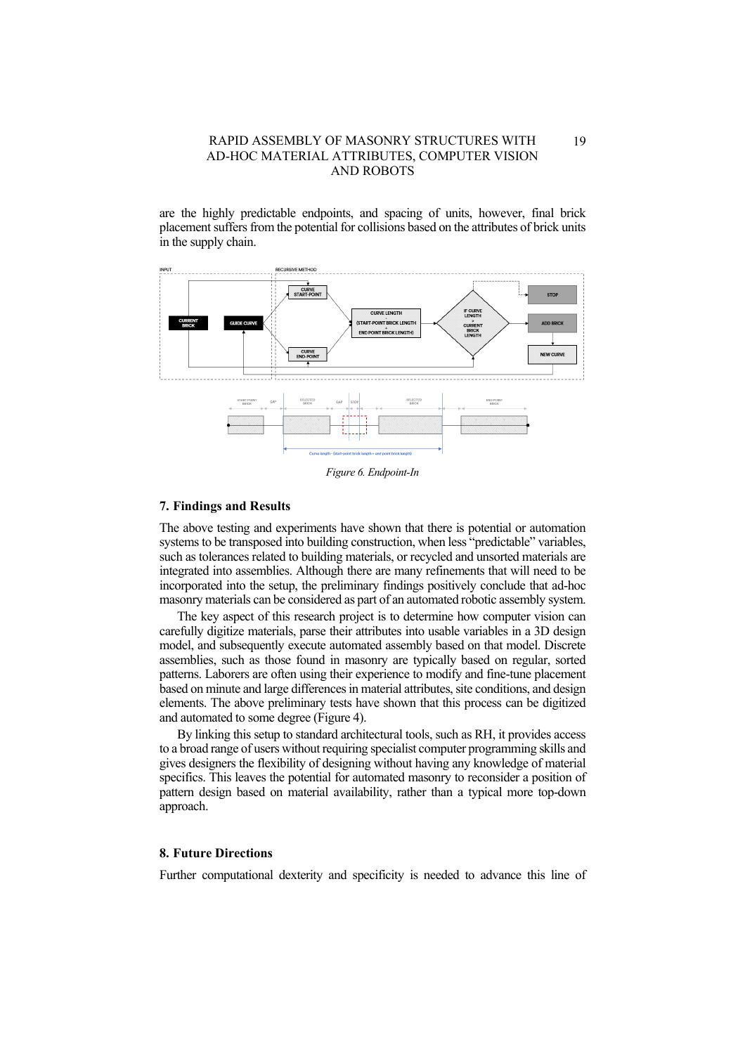are the highly predictable endpoints, and spacing of units, however, final brick placement suffers from the potential for collisions based on the attributes of brick units in the supply chain.

*Figure 6. Endpoint-In*

## 7. Findings and Results

The above testing and experiments have shown that there is potential or automation systems to be transposed into building construction, when less "predictable" variables, such as tolerances related to building materials, or recycled and unsorted materials are integrated into assemblies. Although there are many refinements that will need to be incorporated into the setup, the preliminary findings positively conclude that ad-hoc masonry materials can be considered as part of an automated robotic assembly system.

The key aspect of this research project is to determine how computer vision can carefully digitize materials, parse their attributes into usable variables in a 3D design model, and subsequently execute automated assembly based on that model. Discrete assemblies, such as those found in masonry are typically based on regular, sorted patterns. Laborers are often using their experience to modify and fine-tune placement based on minute and large differences in material attributes, site conditions, and design elements. The above preliminary tests have shown that this process can be digitized and automated to some degree (Figure 4).

By linking this setup to standard architectural tools, such as RH, it provides access to a broad range of users without requiring specialist computer programming skills and gives designers the flexibility of designing without having any knowledge of material specifics. This leaves the potential for automated masonry to reconsider a position of pattern design based on material availability, rather than a typical more top-down approach.

## 8. Future Directions

Further computational dexterity and specificity is needed to advance this line of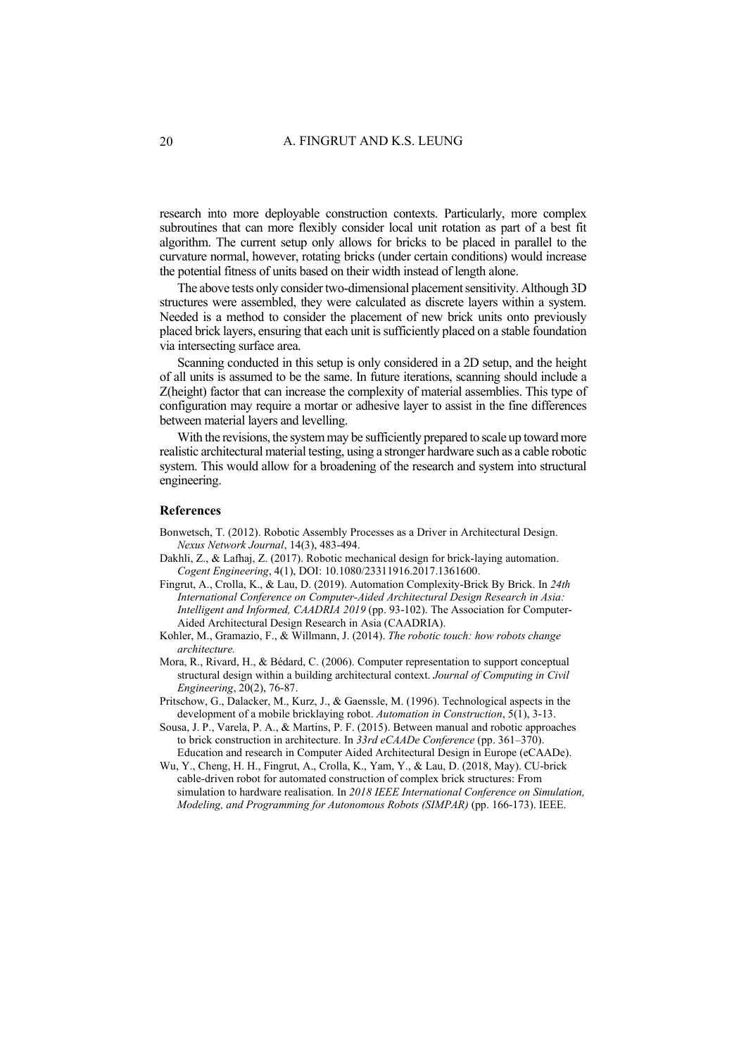research into more deployable construction contexts. Particularly, more complex subroutines that can more flexibly consider local unit rotation as part of a best fit algorithm. The current setup only allows for bricks to be placed in parallel to the curvature normal, however, rotating bricks (under certain conditions) would increase the potential fitness of units based on their width instead of length alone.

The above tests only consider two-dimensional placement sensitivity. Although 3D structures were assembled, they were calculated as discrete layers within a system. Needed is a method to consider the placement of new brick units onto previously placed brick layers, ensuring that each unit is sufficiently placed on a stable foundation via intersecting surface area.

Scanning conducted in this setup is only considered in a 2D setup, and the height of all units is assumed to be the same. In future iterations, scanning should include a Z(height) factor that can increase the complexity of material assemblies. This type of configuration may require a mortar or adhesive layer to assist in the fine differences between material layers and levelling.

With the revisions, the system may be sufficiently prepared to scale up toward more realistic architectural material testing, using a stronger hardware such as a cable robotic system. This would allow for a broadening of the research and system into structural engineering.

## References

Bonwetsch, T. (2012). Robotic Assembly Processes as a Driver in Architectural Design. *Nexus Network Journal*, 14(3), 483-494.

Dakhli, Z., & Lafhaj, Z. (2017). Robotic mechanical design for brick-laying automation. *Cogent Engineering*, 4(1), DOI: 10.1080/23311916.2017.1361600.

Fingrut, A., Crolla, K., & Lau, D. (2019). Automation Complexity-Brick By Brick. In *24th International Conference on Computer-Aided Architectural Design Research in Asia: Intelligent and Informed, CAADRIA 2019* (pp. 93-102). The Association for Computer-Aided Architectural Design Research in Asia (CAADRIA).

Kohler, M., Gramazio, F., & Willmann, J. (2014). *The robotic touch: how robots change architecture.*

Mora, R., Rivard, H., & Bédard, C. (2006). Computer representation to support conceptual structural design within a building architectural context. *Journal of Computing in Civil Engineering*, 20(2), 76-87.

Pritschow, G., Dalacker, M., Kurz, J., & Gaenssle, M. (1996). Technological aspects in the development of a mobile bricklaying robot. *Automation in Construction*, 5(1), 3-13.

Sousa, J. P., Varela, P. A., & Martins, P. F. (2015). Between manual and robotic approaches to brick construction in architecture. In *33rd eCAADe Conference* (pp. 361–370). Education and research in Computer Aided Architectural Design in Europe (eCAADe).

Wu, Y., Cheng, H. H., Fingrut, A., Crolla, K., Yam, Y., & Lau, D. (2018, May). CU-brick cable-driven robot for automated construction of complex brick structures: From simulation to hardware realisation. In *2018 IEEE International Conference on Simulation, Modeling, and Programming for Autonomous Robots (SIMPAR)* (pp. 166-173). IEEE.